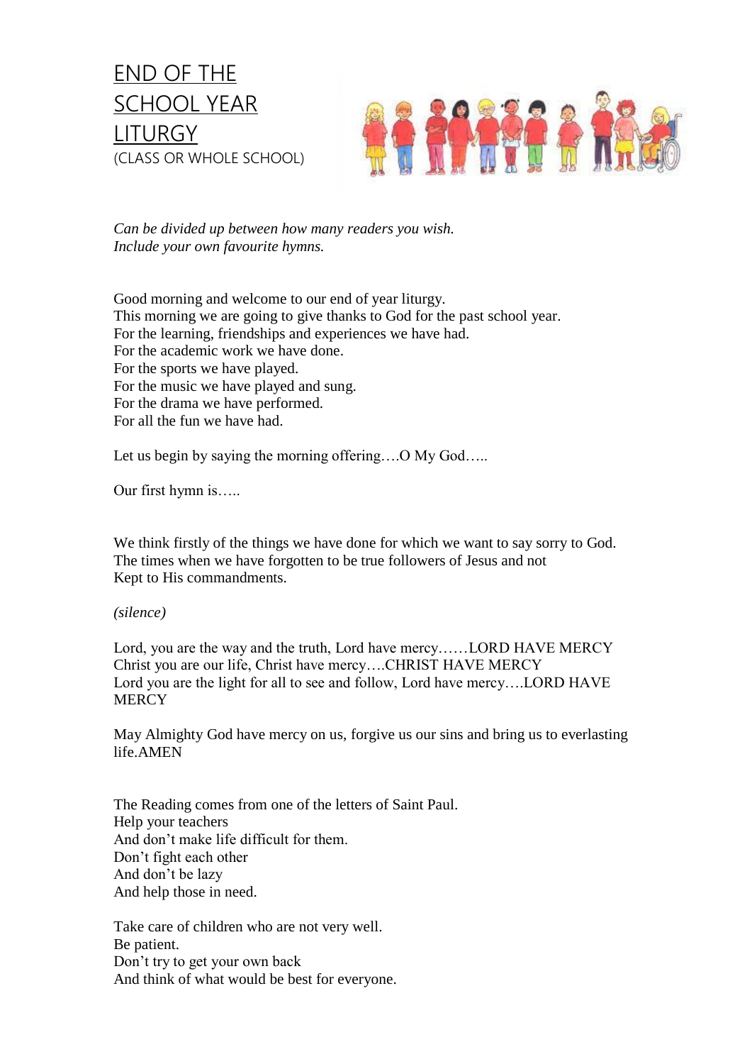# END OF THE SCHOOL YEAR LITURGY

(CLASS OR WHOLE SCHOOL)

*Can be divided up between how many readers you wish.*
*Include your own favourite hymns.*

Good morning and welcome to our end of year liturgy.
This morning we are going to give thanks to God for the past school year.
For the learning, friendships and experiences we have had.
For the academic work we have done.
For the sports we have played.
For the music we have played and sung.
For the drama we have performed.
For all the fun we have had.

Let us begin by saying the morning offering….O My God…..

Our first hymn is…..

We think firstly of the things we have done for which we want to say sorry to God.
The times when we have forgotten to be true followers of Jesus and not
Kept to His commandments.

*(silence)*

Lord, you are the way and the truth, Lord have mercy……LORD HAVE MERCY
Christ you are our life, Christ have mercy….CHRIST HAVE MERCY
Lord you are the light for all to see and follow, Lord have mercy….LORD HAVE MERCY

May Almighty God have mercy on us, forgive us our sins and bring us to everlasting life.AMEN

The Reading comes from one of the letters of Saint Paul.
Help your teachers
And don't make life difficult for them.
Don't fight each other
And don't be lazy
And help those in need.

Take care of children who are not very well.
Be patient.
Don't try to get your own back
And think of what would be best for everyone.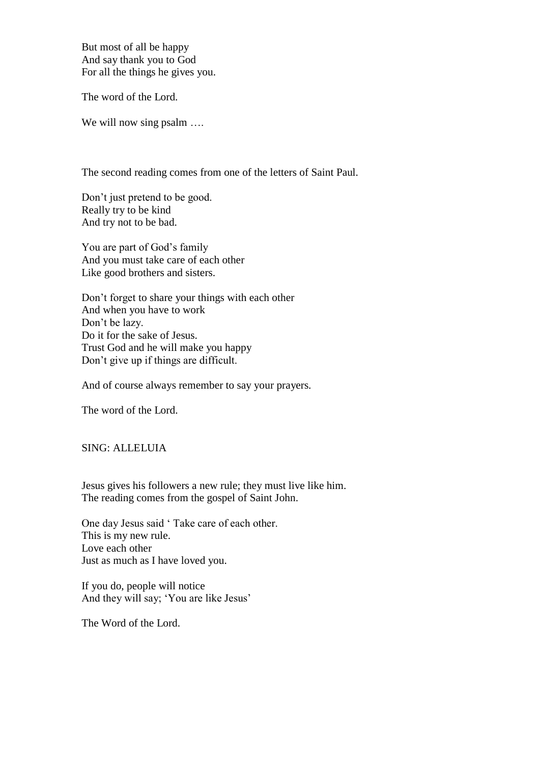But most of all be happy  
And say thank you to God  
For all the things he gives you.

The word of the Lord.

We will now sing psalm ….

The second reading comes from one of the letters of Saint Paul.

Don't just pretend to be good.  
Really try to be kind  
And try not to be bad.

You are part of God's family  
And you must take care of each other  
Like good brothers and sisters.

Don't forget to share your things with each other  
And when you have to work  
Don't be lazy.  
Do it for the sake of Jesus.  
Trust God and he will make you happy  
Don't give up if things are difficult.

And of course always remember to say your prayers.

The word of the Lord.

SING: ALLELUIA

Jesus gives his followers a new rule; they must live like him.  
The reading comes from the gospel of Saint John.

One day Jesus said ' Take care of each other.  
This is my new rule.  
Love each other  
Just as much as I have loved you.

If you do, people will notice  
And they will say; 'You are like Jesus'

The Word of the Lord.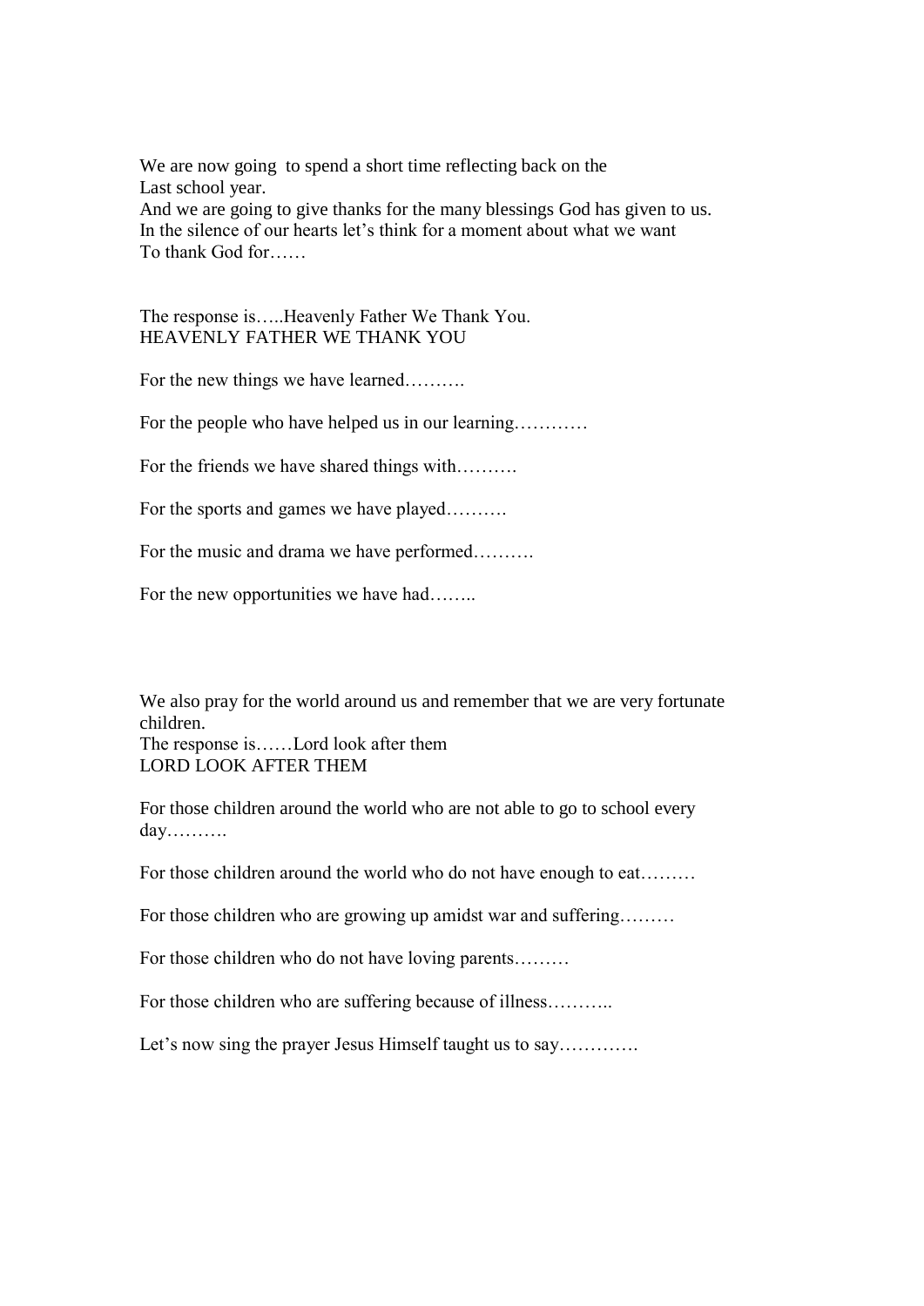We are now going to spend a short time reflecting back on the
Last school year.
And we are going to give thanks for the many blessings God has given to us.
In the silence of our hearts let's think for a moment about what we want
To thank God for……

The response is…..Heavenly Father We Thank You.
HEAVENLY FATHER WE THANK YOU

For the new things we have learned……….

For the people who have helped us in our learning…………

For the friends we have shared things with……….

For the sports and games we have played……….

For the music and drama we have performed……….

For the new opportunities we have had……..

We also pray for the world around us and remember that we are very fortunate children.
The response is……Lord look after them
LORD LOOK AFTER THEM

For those children around the world who are not able to go to school every day……….

For those children around the world who do not have enough to eat………

For those children who are growing up amidst war and suffering………

For those children who do not have loving parents………

For those children who are suffering because of illness………..

Let's now sing the prayer Jesus Himself taught us to say………….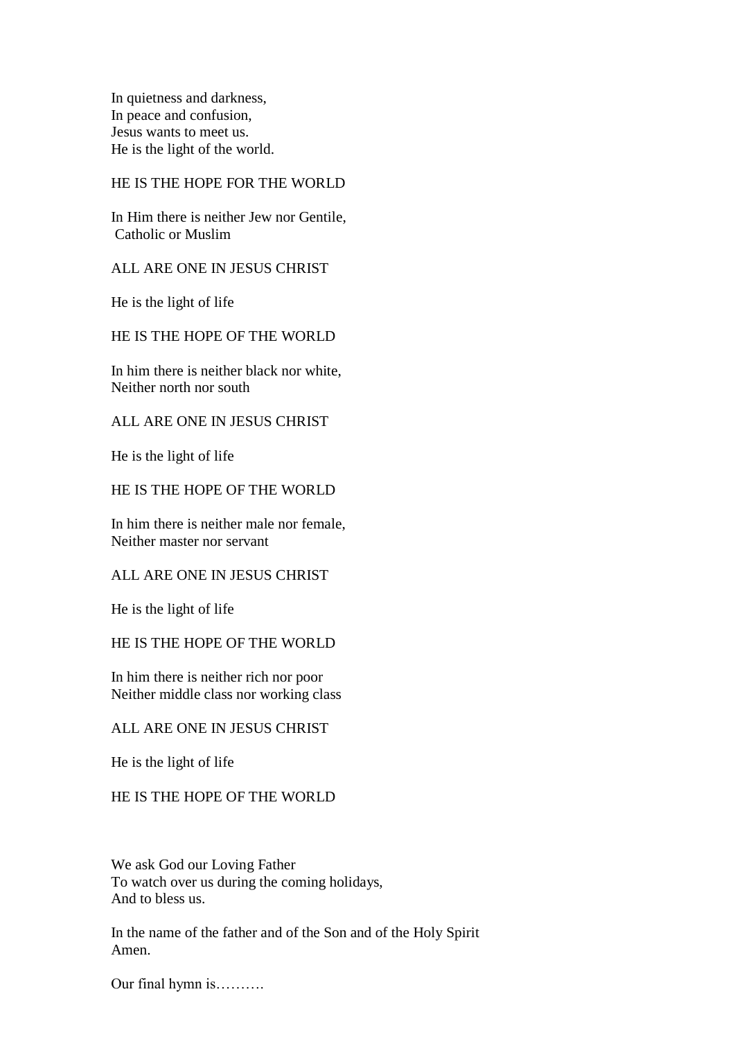In quietness and darkness,
In peace and confusion,
Jesus wants to meet us.
He is the light of the world.

HE IS THE HOPE FOR THE WORLD

In Him there is neither Jew nor Gentile,
Catholic or Muslim

ALL ARE ONE IN JESUS CHRIST

He is the light of life

HE IS THE HOPE OF THE WORLD

In him there is neither black nor white,
Neither north nor south

ALL ARE ONE IN JESUS CHRIST

He is the light of life

HE IS THE HOPE OF THE WORLD

In him there is neither male nor female,
Neither master nor servant

ALL ARE ONE IN JESUS CHRIST

He is the light of life

HE IS THE HOPE OF THE WORLD

In him there is neither rich nor poor
Neither middle class nor working class

ALL ARE ONE IN JESUS CHRIST

He is the light of life

HE IS THE HOPE OF THE WORLD

We ask God our Loving Father
To watch over us during the coming holidays,
And to bless us.

In the name of the father and of the Son and of the Holy Spirit
Amen.

Our final hymn is……….